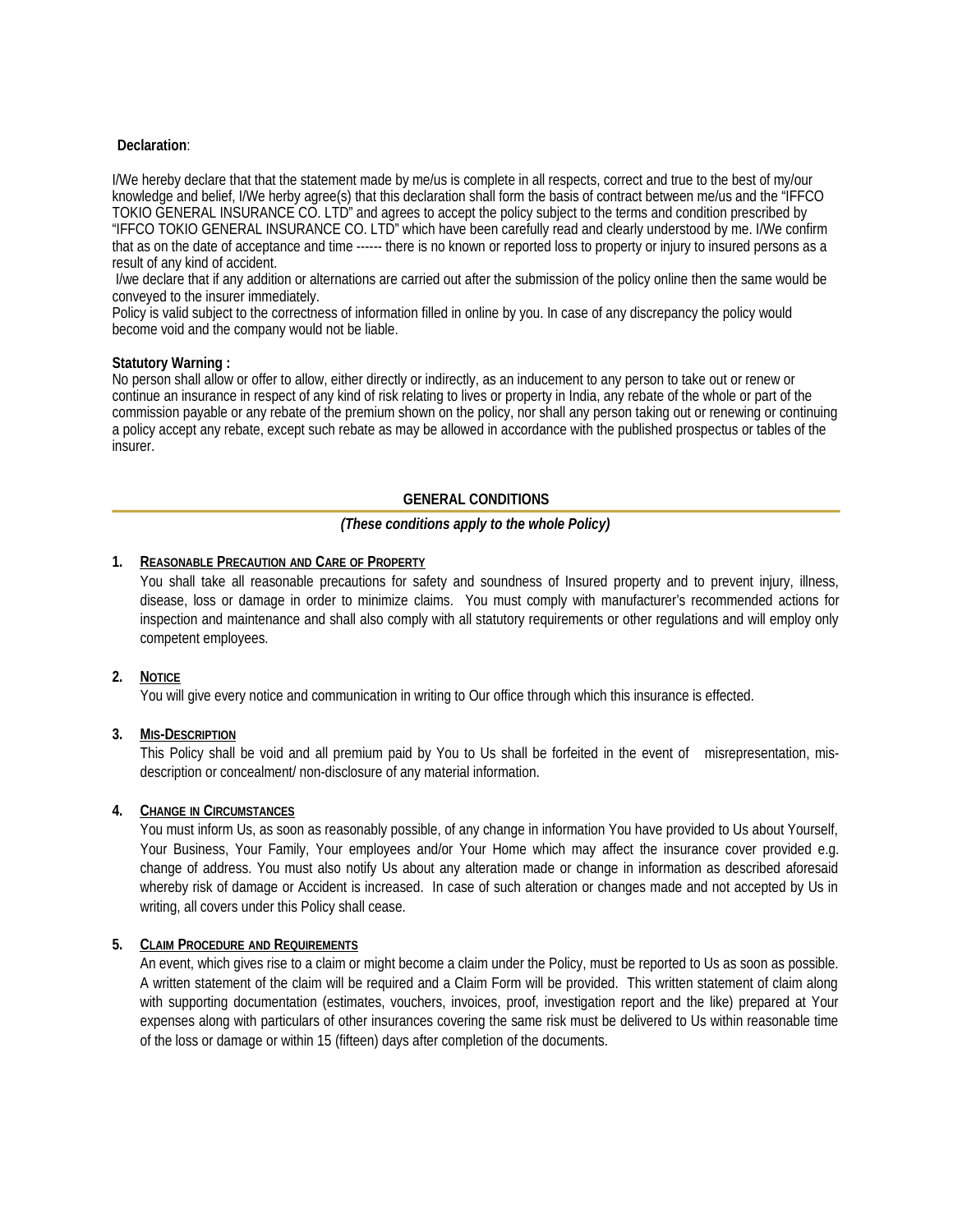**Declaration**:

I/We hereby declare that that the statement made by me/us is complete in all respects, correct and true to the best of my/our knowledge and belief, I/We herby agree(s) that this declaration shall form the basis of contract between me/us and the "IFFCO TOKIO GENERAL INSURANCE CO. LTD" and agrees to accept the policy subject to the terms and condition prescribed by "IFFCO TOKIO GENERAL INSURANCE CO. LTD" which have been carefully read and clearly understood by me. I/We confirm that as on the date of acceptance and time ------ there is no known or reported loss to property or injury to insured persons as a result of any kind of accident.

I/we declare that if any addition or alternations are carried out after the submission of the policy online then the same would be conveyed to the insurer immediately.

Policy is valid subject to the correctness of information filled in online by you. In case of any discrepancy the policy would become void and the company would not be liable.

**Statutory Warning :**

No person shall allow or offer to allow, either directly or indirectly, as an inducement to any person to take out or renew or continue an insurance in respect of any kind of risk relating to lives or property in India, any rebate of the whole or part of the commission payable or any rebate of the premium shown on the policy, nor shall any person taking out or renewing or continuing a policy accept any rebate, except such rebate as may be allowed in accordance with the published prospectus or tables of the insurer.

## GENERAL CONDITIONS

***(These conditions apply to the whole Policy)***

**1. REASONABLE PRECAUTION AND CARE OF PROPERTY**

You shall take all reasonable precautions for safety and soundness of Insured property and to prevent injury, illness, disease, loss or damage in order to minimize claims. You must comply with manufacturer's recommended actions for inspection and maintenance and shall also comply with all statutory requirements or other regulations and will employ only competent employees.

**2. NOTICE**

You will give every notice and communication in writing to Our office through which this insurance is effected.

**3. MIS-DESCRIPTION**

This Policy shall be void and all premium paid by You to Us shall be forfeited in the event of misrepresentation, mis-description or concealment/ non-disclosure of any material information.

**4. CHANGE IN CIRCUMSTANCES**

You must inform Us, as soon as reasonably possible, of any change in information You have provided to Us about Yourself, Your Business, Your Family, Your employees and/or Your Home which may affect the insurance cover provided e.g. change of address. You must also notify Us about any alteration made or change in information as described aforesaid whereby risk of damage or Accident is increased. In case of such alteration or changes made and not accepted by Us in writing, all covers under this Policy shall cease.

**5. CLAIM PROCEDURE AND REQUIREMENTS**

An event, which gives rise to a claim or might become a claim under the Policy, must be reported to Us as soon as possible. A written statement of the claim will be required and a Claim Form will be provided. This written statement of claim along with supporting documentation (estimates, vouchers, invoices, proof, investigation report and the like) prepared at Your expenses along with particulars of other insurances covering the same risk must be delivered to Us within reasonable time of the loss or damage or within 15 (fifteen) days after completion of the documents.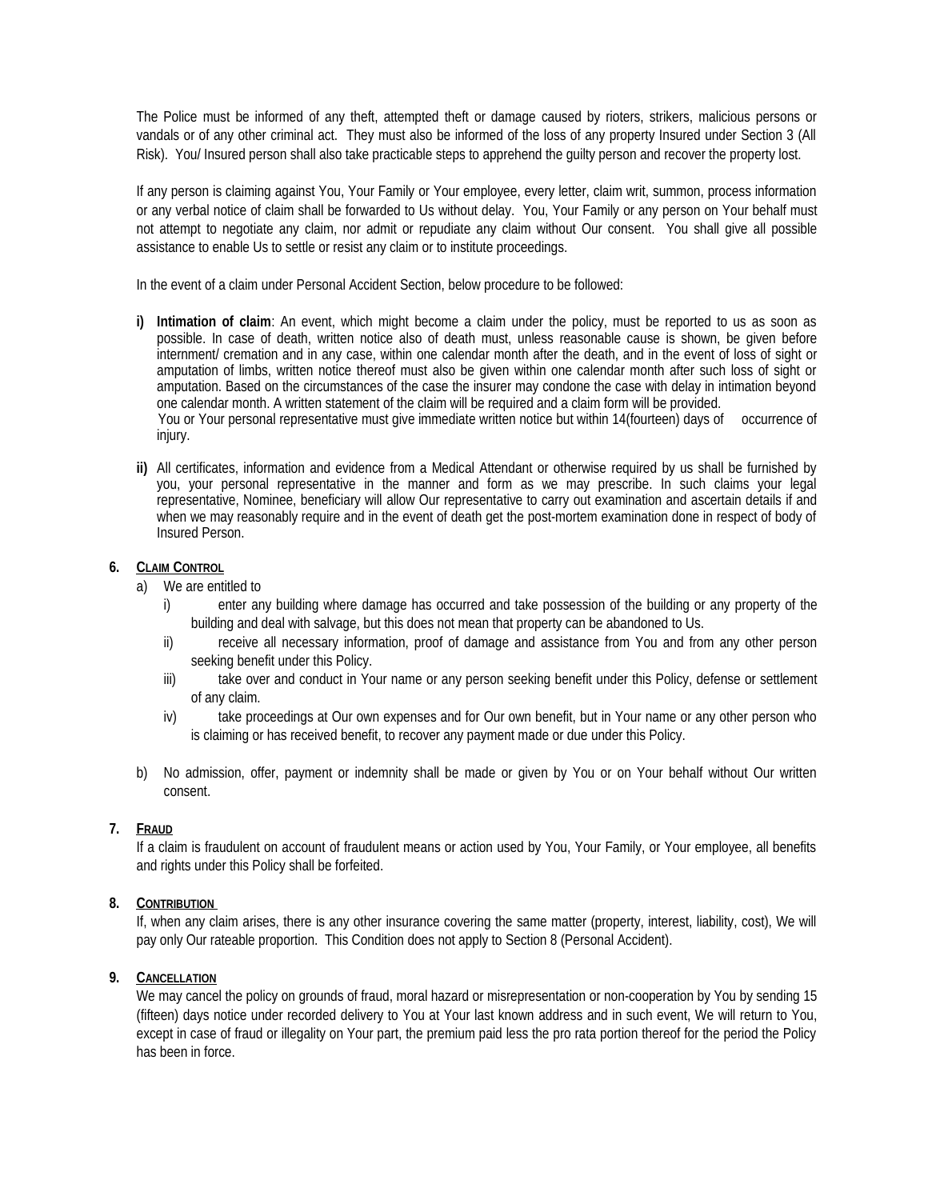The Police must be informed of any theft, attempted theft or damage caused by rioters, strikers, malicious persons or vandals or of any other criminal act. They must also be informed of the loss of any property Insured under Section 3 (All Risk). You/ Insured person shall also take practicable steps to apprehend the guilty person and recover the property lost.

If any person is claiming against You, Your Family or Your employee, every letter, claim writ, summon, process information or any verbal notice of claim shall be forwarded to Us without delay. You, Your Family or any person on Your behalf must not attempt to negotiate any claim, nor admit or repudiate any claim without Our consent. You shall give all possible assistance to enable Us to settle or resist any claim or to institute proceedings.

In the event of a claim under Personal Accident Section, below procedure to be followed:

**i)** **Intimation of claim**: An event, which might become a claim under the policy, must be reported to us as soon as possible. In case of death, written notice also of death must, unless reasonable cause is shown, be given before internment/ cremation and in any case, within one calendar month after the death, and in the event of loss of sight or amputation of limbs, written notice thereof must also be given within one calendar month after such loss of sight or amputation. Based on the circumstances of the case the insurer may condone the case with delay in intimation beyond one calendar month. A written statement of the claim will be required and a claim form will be provided.
You or Your personal representative must give immediate written notice but within 14(fourteen) days of occurrence of injury.

**ii)** All certificates, information and evidence from a Medical Attendant or otherwise required by us shall be furnished by you, your personal representative in the manner and form as we may prescribe. In such claims your legal representative, Nominee, beneficiary will allow Our representative to carry out examination and ascertain details if and when we may reasonably require and in the event of death get the post-mortem examination done in respect of body of Insured Person.

**6. CLAIM CONTROL**

a) We are entitled to

   i) enter any building where damage has occurred and take possession of the building or any property of the building and deal with salvage, but this does not mean that property can be abandoned to Us.

   ii) receive all necessary information, proof of damage and assistance from You and from any other person seeking benefit under this Policy.

   iii) take over and conduct in Your name or any person seeking benefit under this Policy, defense or settlement of any claim.

   iv) take proceedings at Our own expenses and for Our own benefit, but in Your name or any other person who is claiming or has received benefit, to recover any payment made or due under this Policy.

b) No admission, offer, payment or indemnity shall be made or given by You or on Your behalf without Our written consent.

**7. FRAUD**

If a claim is fraudulent on account of fraudulent means or action used by You, Your Family, or Your employee, all benefits and rights under this Policy shall be forfeited.

**8. CONTRIBUTION**

If, when any claim arises, there is any other insurance covering the same matter (property, interest, liability, cost), We will pay only Our rateable proportion. This Condition does not apply to Section 8 (Personal Accident).

**9. CANCELLATION**

We may cancel the policy on grounds of fraud, moral hazard or misrepresentation or non-cooperation by You by sending 15 (fifteen) days notice under recorded delivery to You at Your last known address and in such event, We will return to You, except in case of fraud or illegality on Your part, the premium paid less the pro rata portion thereof for the period the Policy has been in force.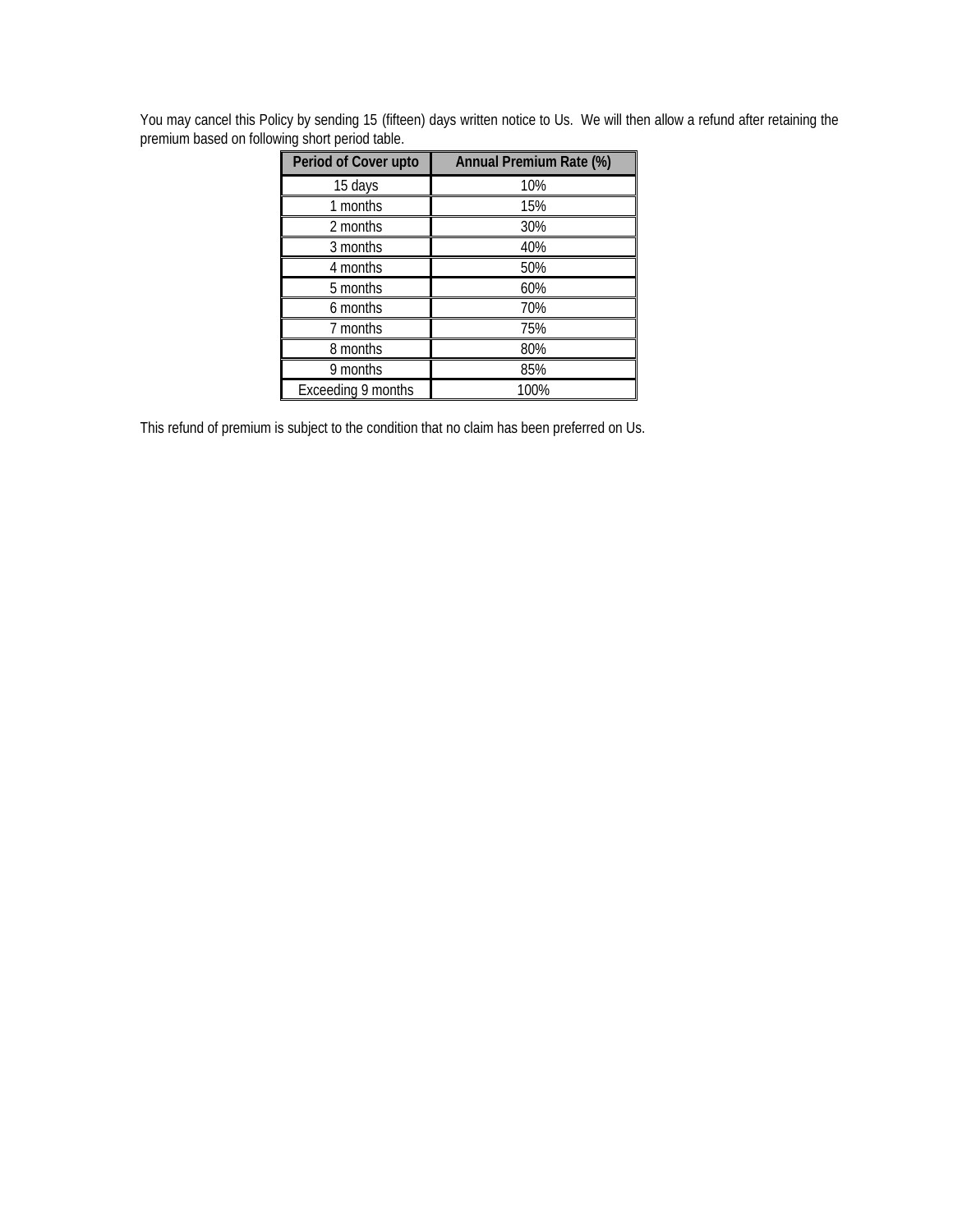You may cancel this Policy by sending 15 (fifteen) days written notice to Us. We will then allow a refund after retaining the premium based on following short period table.

| Period of Cover upto | Annual Premium Rate (%) |
|---|---|
| 15 days | 10% |
| 1 months | 15% |
| 2 months | 30% |
| 3 months | 40% |
| 4 months | 50% |
| 5 months | 60% |
| 6 months | 70% |
| 7 months | 75% |
| 8 months | 80% |
| 9 months | 85% |
| Exceeding 9 months | 100% |

This refund of premium is subject to the condition that no claim has been preferred on Us.